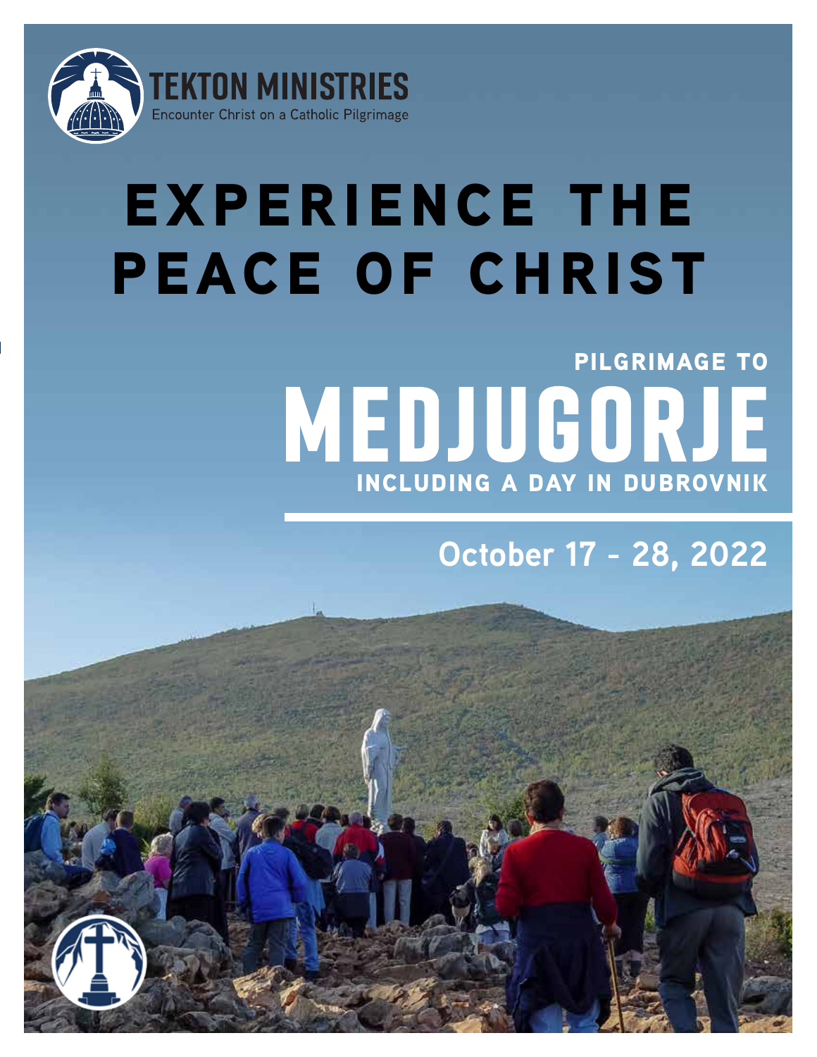TEKTON MINISTRIES

Encounter Christ on a Catholic Pilgrimage

# EXPERIENCE THE PEACE OF CHRIST

PILGRIMAGE TO

# MEDJUGORJE

INCLUDING A DAY IN DUBROVNIK

**October 17 - 28, 2022**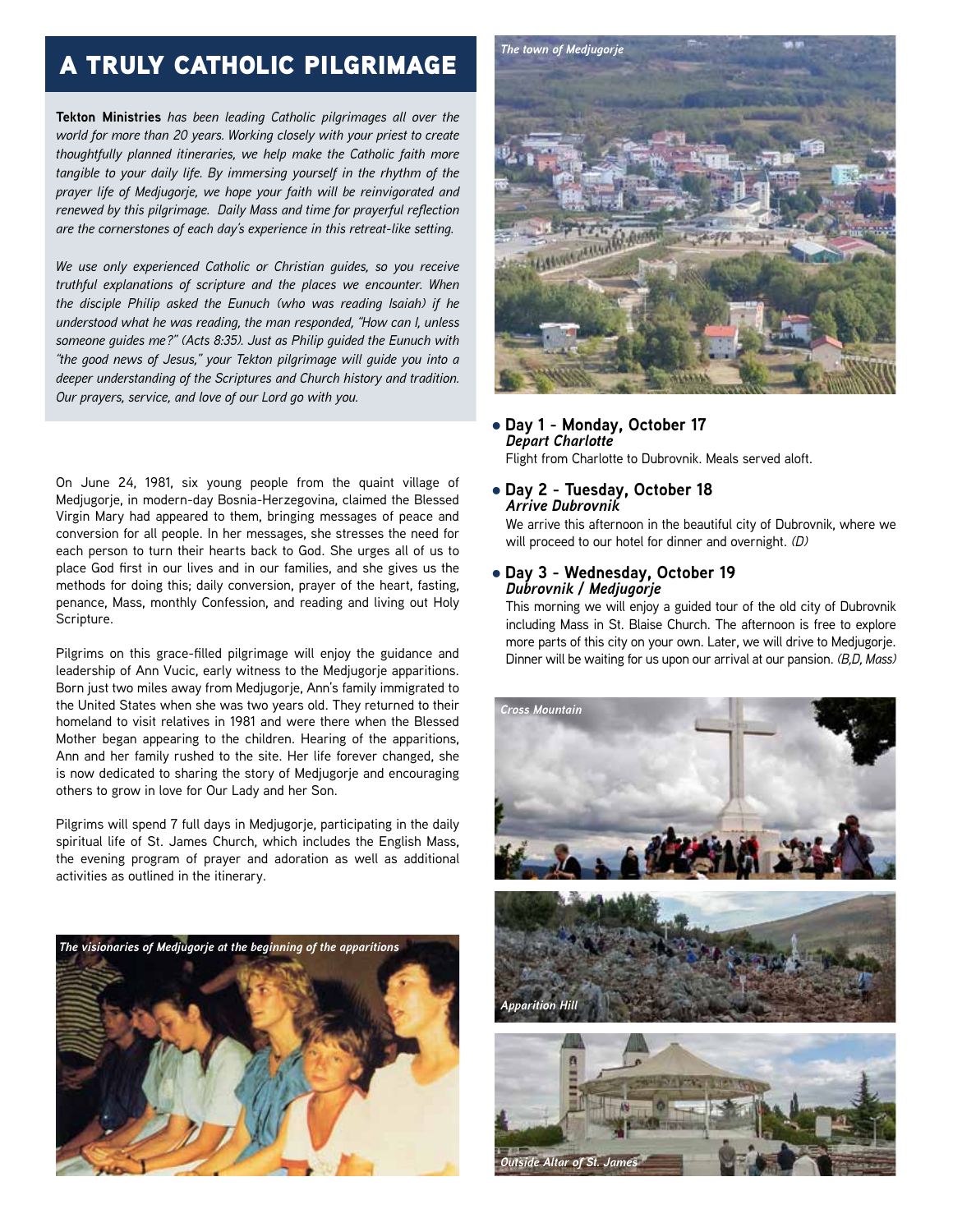# A TRULY CATHOLIC PILGRIMAGE

**Tekton Ministries** *has been leading Catholic pilgrimages all over the world for more than 20 years. Working closely with your priest to create thoughtfully planned itineraries, we help make the Catholic faith more tangible to your daily life. By immersing yourself in the rhythm of the prayer life of Medjugorje, we hope your faith will be reinvigorated and renewed by this pilgrimage. Daily Mass and time for prayerful reflection are the cornerstones of each day's experience in this retreat-like setting.*

*We use only experienced Catholic or Christian guides, so you receive truthful explanations of scripture and the places we encounter. When the disciple Philip asked the Eunuch (who was reading Isaiah) if he understood what he was reading, the man responded, "How can I, unless someone guides me?" (Acts 8:35). Just as Philip guided the Eunuch with "the good news of Jesus," your Tekton pilgrimage will guide you into a deeper understanding of the Scriptures and Church history and tradition. Our prayers, service, and love of our Lord go with you.*

On June 24, 1981, six young people from the quaint village of Medjugorje, in modern-day Bosnia-Herzegovina, claimed the Blessed Virgin Mary had appeared to them, bringing messages of peace and conversion for all people. In her messages, she stresses the need for each person to turn their hearts back to God. She urges all of us to place God first in our lives and in our families, and she gives us the methods for doing this; daily conversion, prayer of the heart, fasting, penance, Mass, monthly Confession, and reading and living out Holy Scripture.

Pilgrims on this grace-filled pilgrimage will enjoy the guidance and leadership of Ann Vucic, early witness to the Medjugorje apparitions. Born just two miles away from Medjugorje, Ann's family immigrated to the United States when she was two years old. They returned to their homeland to visit relatives in 1981 and were there when the Blessed Mother began appearing to the children. Hearing of the apparitions, Ann and her family rushed to the site. Her life forever changed, she is now dedicated to sharing the story of Medjugorje and encouraging others to grow in love for Our Lady and her Son.

Pilgrims will spend 7 full days in Medjugorje, participating in the daily spiritual life of St. James Church, which includes the English Mass, the evening program of prayer and adoration as well as additional activities as outlined in the itinerary.

*The visionaries of Medjugorje at the beginning of the apparitions*

*The town of Medjugorje*

- **Day 1 - Monday, October 17**
  ***Depart Charlotte***
  Flight from Charlotte to Dubrovnik. Meals served aloft.

- **Day 2 - Tuesday, October 18**
  ***Arrive Dubrovnik***
  We arrive this afternoon in the beautiful city of Dubrovnik, where we will proceed to our hotel for dinner and overnight. *(D)*

- **Day 3 - Wednesday, October 19**
  ***Dubrovnik / Medjugorje***
  This morning we will enjoy a guided tour of the old city of Dubrovnik including Mass in St. Blaise Church. The afternoon is free to explore more parts of this city on your own. Later, we will drive to Medjugorje. Dinner will be waiting for us upon our arrival at our pansion. *(B,D, Mass)*

*Cross Mountain*

*Apparition Hill*

*Outside Altar of St. James*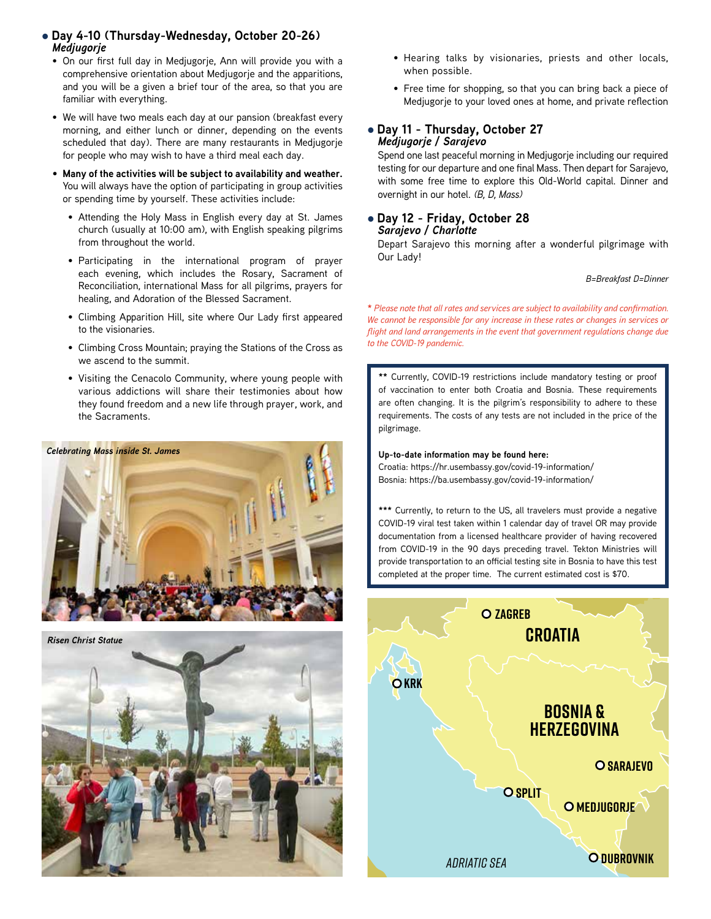- **Day 4-10 (Thursday-Wednesday, October 20-26)**
  ***Medjugorje***

  - On our first full day in Medjugorje, Ann will provide you with a comprehensive orientation about Medjugorje and the apparitions, and you will be a given a brief tour of the area, so that you are familiar with everything.
  - We will have two meals each day at our pansion (breakfast every morning, and either lunch or dinner, depending on the events scheduled that day). There are many restaurants in Medjugorje for people who may wish to have a third meal each day.
  - **Many of the activities will be subject to availability and weather.** You will always have the option of participating in group activities or spending time by yourself. These activities include:
    - Attending the Holy Mass in English every day at St. James church (usually at 10:00 am), with English speaking pilgrims from throughout the world.
    - Participating in the international program of prayer each evening, which includes the Rosary, Sacrament of Reconciliation, international Mass for all pilgrims, prayers for healing, and Adoration of the Blessed Sacrament.
    - Climbing Apparition Hill, site where Our Lady first appeared to the visionaries.
    - Climbing Cross Mountain; praying the Stations of the Cross as we ascend to the summit.
    - Visiting the Cenacolo Community, where young people with various addictions will share their testimonies about how they found freedom and a new life through prayer, work, and the Sacraments.
    - Hearing talks by visionaries, priests and other locals, when possible.
    - Free time for shopping, so that you can bring back a piece of Medjugorje to your loved ones at home, and private reflection

*Celebrating Mass inside St. James*

*Risen Christ Statue*

- **Day 11 - Thursday, October 27**
  ***Medjugorje / Sarajevo***

  Spend one last peaceful morning in Medjugorje including our required testing for our departure and one final Mass. Then depart for Sarajevo, with some free time to explore this Old-World capital. Dinner and overnight in our hotel. *(B, D, Mass)*

- **Day 12 - Friday, October 28**
  ***Sarajevo / Charlotte***

  Depart Sarajevo this morning after a wonderful pilgrimage with Our Lady!

*B=Breakfast D=Dinner*

*\* Please note that all rates and services are subject to availability and confirmation. We cannot be responsible for any increase in these rates or changes in services or flight and land arrangements in the event that government regulations change due to the COVID-19 pandemic.*

\*\* Currently, COVID-19 restrictions include mandatory testing or proof of vaccination to enter both Croatia and Bosnia. These requirements are often changing. It is the pilgrim's responsibility to adhere to these requirements. The costs of any tests are not included in the price of the pilgrimage.

**Up-to-date information may be found here:**
Croatia: https://hr.usembassy.gov/covid-19-information/
Bosnia: https://ba.usembassy.gov/covid-19-information/

\*\*\* Currently, to return to the US, all travelers must provide a negative COVID-19 viral test taken within 1 calendar day of travel OR may provide documentation from a licensed healthcare provider of having recovered from COVID-19 in the 90 days preceding travel. Tekton Ministries will provide transportation to an official testing site in Bosnia to have this test completed at the proper time. The current estimated cost is $70.

ZAGREB
CROATIA
KRK
BOSNIA & HERZEGOVINA
SARAJEVO
SPLIT
MEDJUGORJE
DUBROVNIK
ADRIATIC SEA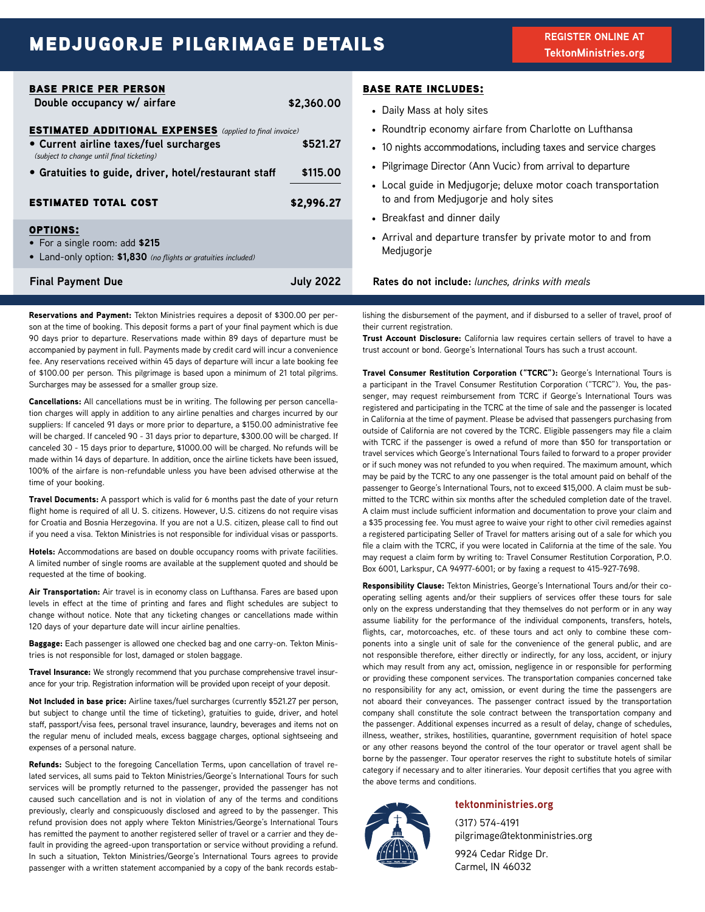# MEDJUGORJE PILGRIMAGE DETAILS

**REGISTER ONLINE AT TektonMinistries.org**

**BASE PRICE PER PERSON**

| | |
|---|---|
| **Double occupancy w/ airfare** | **$2,360.00** |

**ESTIMATED ADDITIONAL EXPENSES** *(applied to final invoice)*

| | |
|---|---|
| • **Current airline taxes/fuel surcharges** *(subject to change until final ticketing)* | **$521.27** |
| • **Gratuities to guide, driver, hotel/restaurant staff** | **$115.00** |
| **ESTIMATED TOTAL COST** | **$2,996.27** |

**OPTIONS:**

- For a single room: add **$215**
- Land-only option: **$1,830** *(no flights or gratuities included)*

**Final Payment Due** **July 2022**

**BASE RATE INCLUDES:**

- Daily Mass at holy sites
- Roundtrip economy airfare from Charlotte on Lufthansa
- 10 nights accommodations, including taxes and service charges
- Pilgrimage Director (Ann Vucic) from arrival to departure
- Local guide in Medjugorje; deluxe motor coach transportation to and from Medjugorje and holy sites
- Breakfast and dinner daily
- Arrival and departure transfer by private motor to and from Medjugorje

**Rates do not include:** *lunches, drinks with meals*

**Reservations and Payment:** Tekton Ministries requires a deposit of $300.00 per person at the time of booking. This deposit forms a part of your final payment which is due 90 days prior to departure. Reservations made within 89 days of departure must be accompanied by payment in full. Payments made by credit card will incur a convenience fee. Any reservations received within 45 days of departure will incur a late booking fee of $100.00 per person. This pilgrimage is based upon a minimum of 21 total pilgrims. Surcharges may be assessed for a smaller group size.

**Cancellations:** All cancellations must be in writing. The following per person cancellation charges will apply in addition to any airline penalties and charges incurred by our suppliers: If canceled 91 days or more prior to departure, a $150.00 administrative fee will be charged. If canceled 90 - 31 days prior to departure, $300.00 will be charged. If canceled 30 - 15 days prior to departure, $1000.00 will be charged. No refunds will be made within 14 days of departure. In addition, once the airline tickets have been issued, 100% of the airfare is non-refundable unless you have been advised otherwise at the time of your booking.

**Travel Documents:** A passport which is valid for 6 months past the date of your return flight home is required of all U. S. citizens. However, U.S. citizens do not require visas for Croatia and Bosnia Herzegovina. If you are not a U.S. citizen, please call to find out if you need a visa. Tekton Ministries is not responsible for individual visas or passports.

**Hotels:** Accommodations are based on double occupancy rooms with private facilities. A limited number of single rooms are available at the supplement quoted and should be requested at the time of booking.

**Air Transportation:** Air travel is in economy class on Lufthansa. Fares are based upon levels in effect at the time of printing and fares and flight schedules are subject to change without notice. Note that any ticketing changes or cancellations made within 120 days of your departure date will incur airline penalties.

**Baggage:** Each passenger is allowed one checked bag and one carry-on. Tekton Ministries is not responsible for lost, damaged or stolen baggage.

**Travel Insurance:** We strongly recommend that you purchase comprehensive travel insurance for your trip. Registration information will be provided upon receipt of your deposit.

**Not Included in base price:** Airline taxes/fuel surcharges (currently $521.27 per person, but subject to change until the time of ticketing), gratuities to guide, driver, and hotel staff, passport/visa fees, personal travel insurance, laundry, beverages and items not on the regular menu of included meals, excess baggage charges, optional sightseeing and expenses of a personal nature.

**Refunds:** Subject to the foregoing Cancellation Terms, upon cancellation of travel related services, all sums paid to Tekton Ministries/George's International Tours for such services will be promptly returned to the passenger, provided the passenger has not caused such cancellation and is not in violation of any of the terms and conditions previously, clearly and conspicuously disclosed and agreed to by the passenger. This refund provision does not apply where Tekton Ministries/George's International Tours has remitted the payment to another registered seller of travel or a carrier and they default in providing the agreed-upon transportation or service without providing a refund. In such a situation, Tekton Ministries/George's International Tours agrees to provide passenger with a written statement accompanied by a copy of the bank records establishing the disbursement of the payment, and if disbursed to a seller of travel, proof of their current registration.

**Trust Account Disclosure:** California law requires certain sellers of travel to have a trust account or bond. George's International Tours has such a trust account.

**Travel Consumer Restitution Corporation ("TCRC"):** George's International Tours is a participant in the Travel Consumer Restitution Corporation ("TCRC"). You, the passenger, may request reimbursement from TCRC if George's International Tours was registered and participating in the TCRC at the time of sale and the passenger is located in California at the time of payment. Please be advised that passengers purchasing from outside of California are not covered by the TCRC. Eligible passengers may file a claim with TCRC if the passenger is owed a refund of more than $50 for transportation or travel services which George's International Tours failed to forward to a proper provider or if such money was not refunded to you when required. The maximum amount, which may be paid by the TCRC to any one passenger is the total amount paid on behalf of the passenger to George's International Tours, not to exceed $15,000. A claim must be submitted to the TCRC within six months after the scheduled completion date of the travel. A claim must include sufficient information and documentation to prove your claim and a $35 processing fee. You must agree to waive your right to other civil remedies against a registered participating Seller of Travel for matters arising out of a sale for which you file a claim with the TCRC, if you were located in California at the time of the sale. You may request a claim form by writing to: Travel Consumer Restitution Corporation, P.O. Box 6001, Larkspur, CA 94977-6001; or by faxing a request to 415-927-7698.

**Responsibility Clause:** Tekton Ministries, George's International Tours and/or their cooperating selling agents and/or their suppliers of services offer these tours for sale only on the express understanding that they themselves do not perform or in any way assume liability for the performance of the individual components, transfers, hotels, flights, car, motorcoaches, etc. of these tours and act only to combine these components into a single unit of sale for the convenience of the general public, and are not responsible therefore, either directly or indirectly, for any loss, accident, or injury which may result from any act, omission, negligence in or responsible for performing or providing these component services. The transportation companies concerned take no responsibility for any act, omission, or event during the time the passengers are not aboard their conveyances. The passenger contract issued by the transportation company shall constitute the sole contract between the transportation company and the passenger. Additional expenses incurred as a result of delay, change of schedules, illness, weather, strikes, hostilities, quarantine, government requisition of hotel space or any other reasons beyond the control of the tour operator or travel agent shall be borne by the passenger. Tour operator reserves the right to substitute hotels of similar category if necessary and to alter itineraries. Your deposit certifies that you agree with the above terms and conditions.

**tektonministries.org**

(317) 574-4191
pilgrimage@tektonministries.org

9924 Cedar Ridge Dr.
Carmel, IN 46032